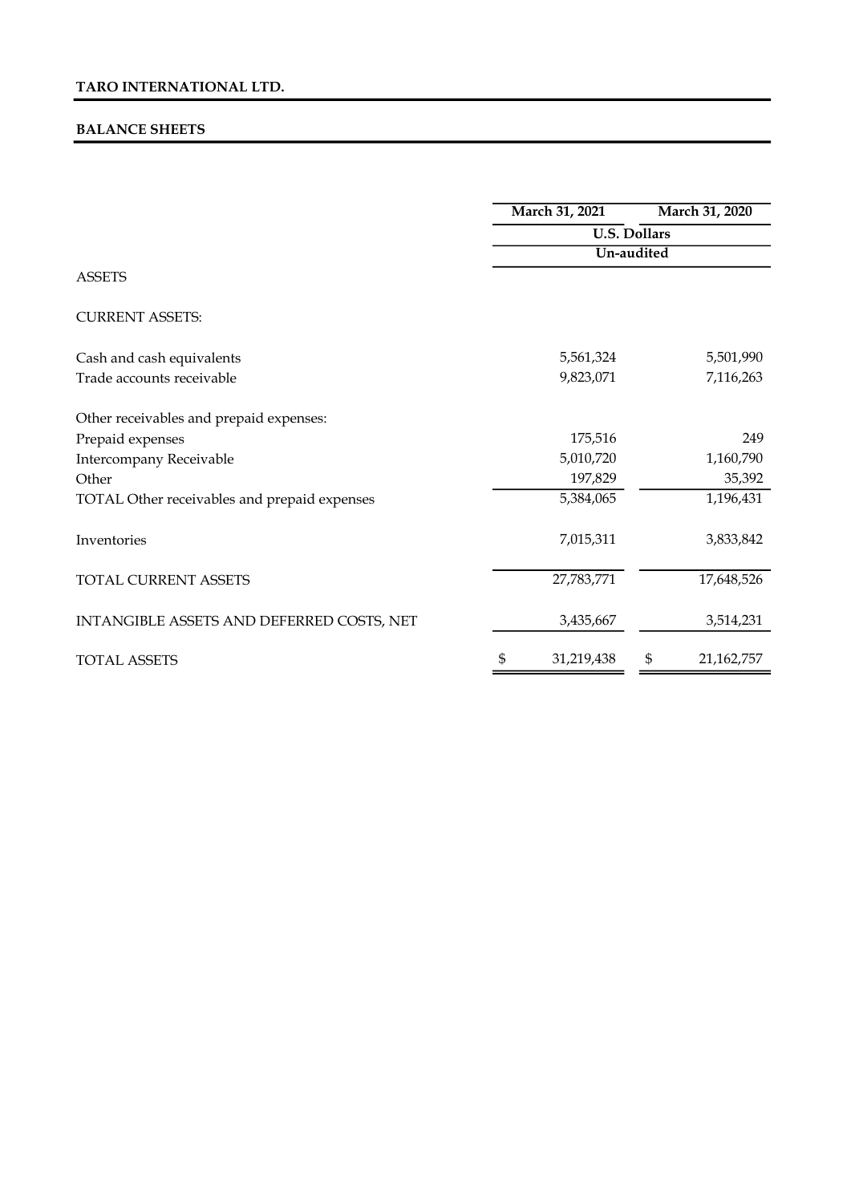**TARO INTERNATIONAL LTD.**

**BALANCE SHEETS**

| | March 31, 2021 | March 31, 2020 |
|---|---|---|
| | U.S. Dollars | |
| | Un-audited | |
| ASSETS | | |
| CURRENT ASSETS: | | |
| Cash and cash equivalents | 5,561,324 | 5,501,990 |
| Trade accounts receivable | 9,823,071 | 7,116,263 |
| Other receivables and prepaid expenses: | | |
| Prepaid expenses | 175,516 | 249 |
| Intercompany Receivable | 5,010,720 | 1,160,790 |
| Other | 197,829 | 35,392 |
| TOTAL Other receivables and prepaid expenses | 5,384,065 | 1,196,431 |
| Inventories | 7,015,311 | 3,833,842 |
| TOTAL CURRENT ASSETS | 27,783,771 | 17,648,526 |
| INTANGIBLE ASSETS AND DEFERRED COSTS, NET | 3,435,667 | 3,514,231 |
| TOTAL ASSETS | $ 31,219,438 | $ 21,162,757 |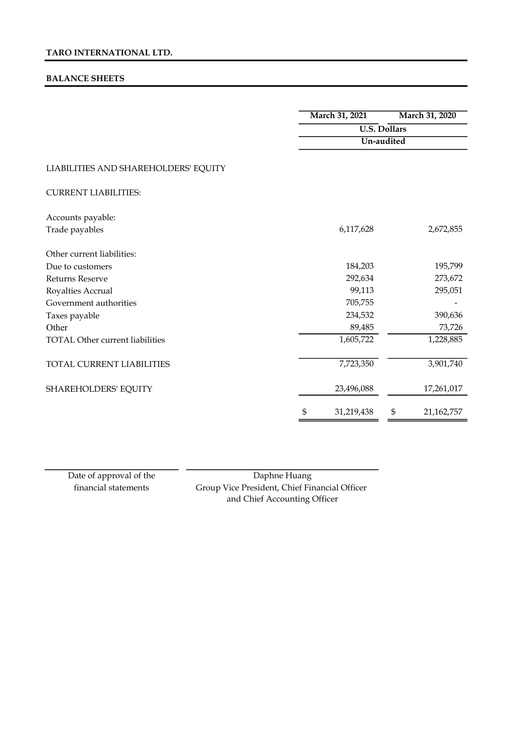**TARO INTERNATIONAL LTD.**

**BALANCE SHEETS**

| | March 31, 2021 | March 31, 2020 |
|---|---|---|
| | U.S. Dollars | |
| | Un-audited | |
| LIABILITIES AND SHAREHOLDERS' EQUITY | | |
| CURRENT LIABILITIES: | | |
| Accounts payable: | | |
| Trade payables | 6,117,628 | 2,672,855 |
| Other current liabilities: | | |
| Due to customers | 184,203 | 195,799 |
| Returns Reserve | 292,634 | 273,672 |
| Royalties Accrual | 99,113 | 295,051 |
| Government authorities | 705,755 | - |
| Taxes payable | 234,532 | 390,636 |
| Other | 89,485 | 73,726 |
| TOTAL Other current liabilities | 1,605,722 | 1,228,885 |
| TOTAL CURRENT LIABILITIES | 7,723,350 | 3,901,740 |
| SHAREHOLDERS' EQUITY | 23,496,088 | 17,261,017 |
| | $ 31,219,438 | $ 21,162,757 |

Date of approval of the financial statements

Daphne Huang
Group Vice President, Chief Financial Officer and Chief Accounting Officer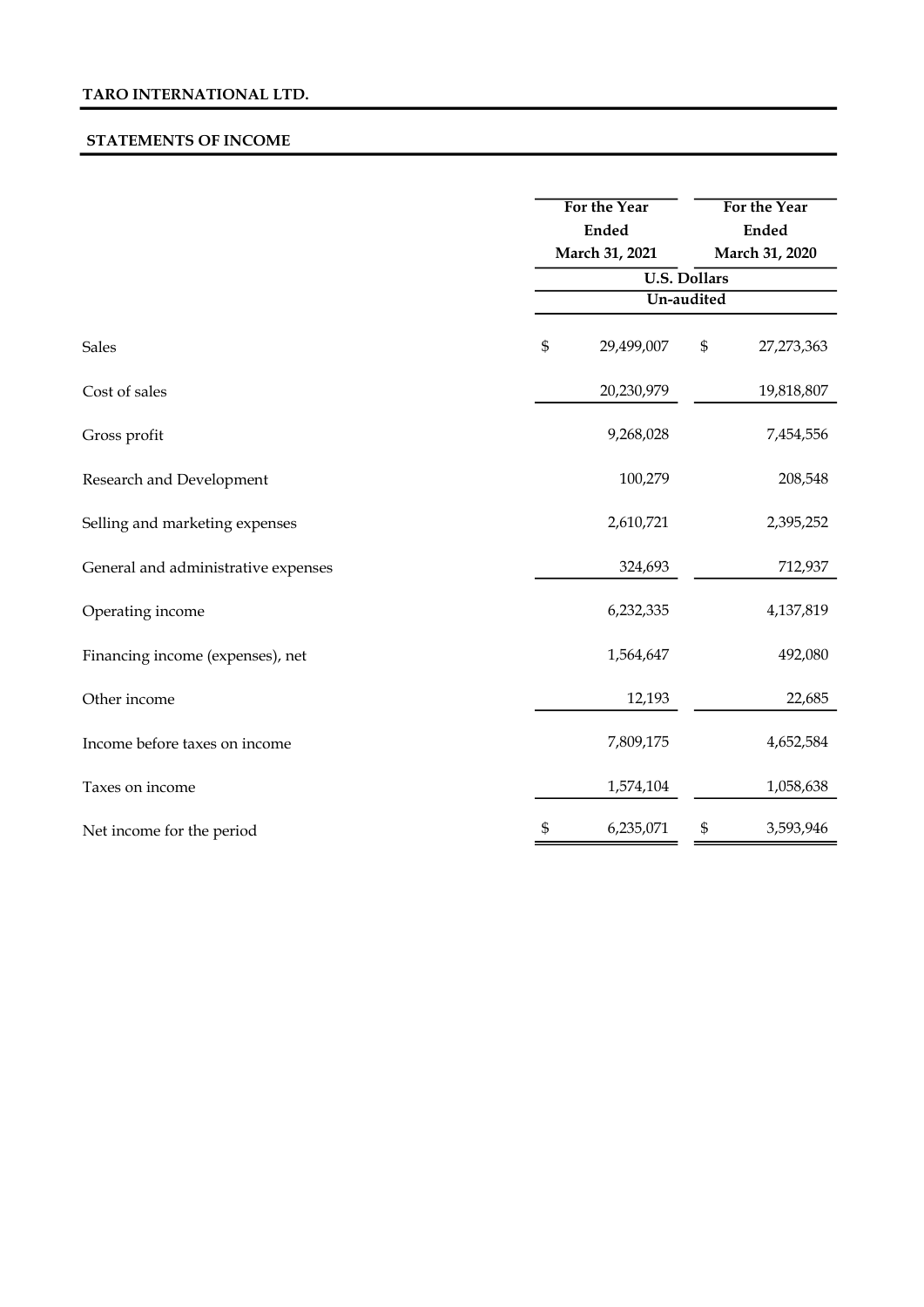**TARO INTERNATIONAL LTD.**

**STATEMENTS OF INCOME**

| | For the Year Ended March 31, 2021 | For the Year Ended March 31, 2020 |
|---|---|---|
| | U.S. Dollars | |
| | Un-audited | |
| Sales | $ 29,499,007 | $ 27,273,363 |
| Cost of sales | 20,230,979 | 19,818,807 |
| Gross profit | 9,268,028 | 7,454,556 |
| Research and Development | 100,279 | 208,548 |
| Selling and marketing expenses | 2,610,721 | 2,395,252 |
| General and administrative expenses | 324,693 | 712,937 |
| Operating income | 6,232,335 | 4,137,819 |
| Financing income (expenses), net | 1,564,647 | 492,080 |
| Other income | 12,193 | 22,685 |
| Income before taxes on income | 7,809,175 | 4,652,584 |
| Taxes on income | 1,574,104 | 1,058,638 |
| Net income for the period | $ 6,235,071 | $ 3,593,946 |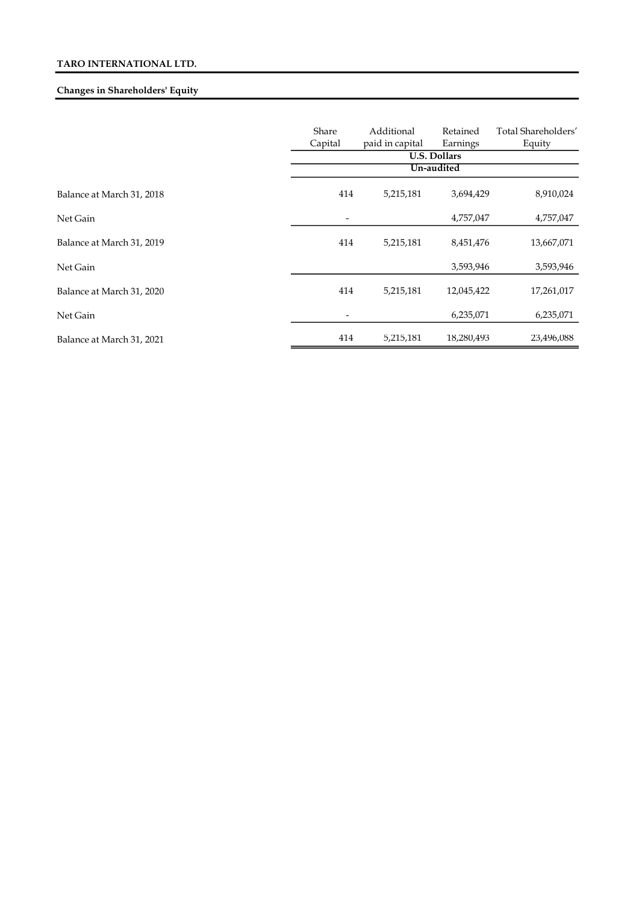**TARO INTERNATIONAL LTD.**

**Changes in Shareholders' Equity**

| | Share Capital | Additional paid in capital | Retained Earnings | Total Shareholders' Equity |
|---|---|---|---|---|
| | **U.S. Dollars** | | | |
| | **Un-audited** | | | |
| Balance at March 31, 2018 | 414 | 5,215,181 | 3,694,429 | 8,910,024 |
| Net Gain | - | | 4,757,047 | 4,757,047 |
| Balance at March 31, 2019 | 414 | 5,215,181 | 8,451,476 | 13,667,071 |
| Net Gain | | | 3,593,946 | 3,593,946 |
| Balance at March 31, 2020 | 414 | 5,215,181 | 12,045,422 | 17,261,017 |
| Net Gain | - | | 6,235,071 | 6,235,071 |
| Balance at March 31, 2021 | 414 | 5,215,181 | 18,280,493 | 23,496,088 |